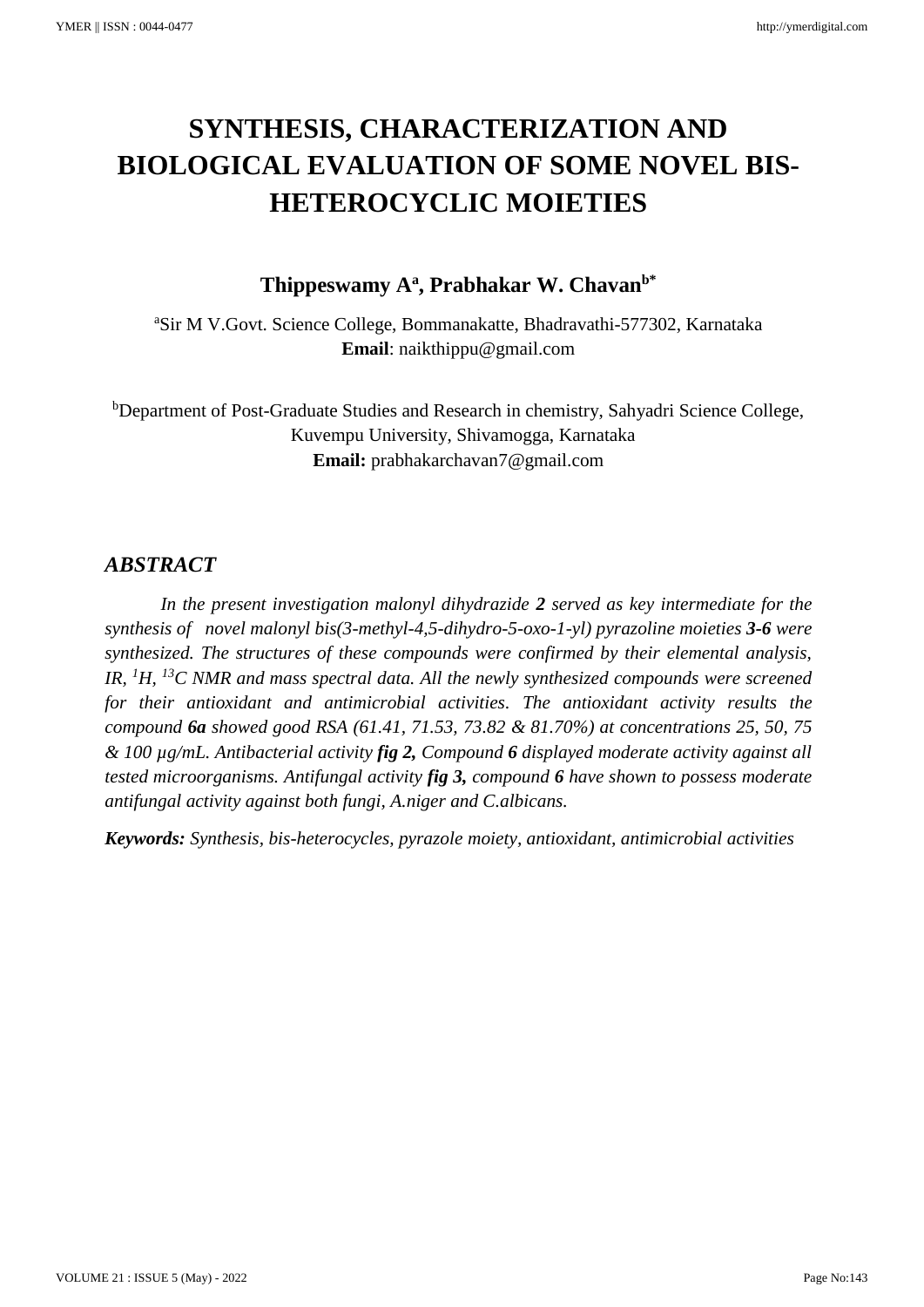# SYNTHESIS, CHARACTERIZATION AND BIOLOGICAL EVALUATION OF SOME NOVEL BIS-HETEROCYCLIC MOIETIES

**Thippeswamy A[a], Prabhakar W. Chavan[b*]**

[a]Sir M V.Govt. Science College, Bommanakatte, Bhadravathi-577302, Karnataka
**Email**: naikthippu@gmail.com

[b]Department of Post-Graduate Studies and Research in chemistry, Sahyadri Science College, Kuvempu University, Shivamogga, Karnataka
**Email:** prabhakarchavan7@gmail.com

## *ABSTRACT*

*In the present investigation malonyl dihydrazide **2** served as key intermediate for the synthesis of novel malonyl bis(3-methyl-4,5-dihydro-5-oxo-1-yl) pyrazoline moieties **3-6** were synthesized. The structures of these compounds were confirmed by their elemental analysis, IR, $^{1}H$, $^{13}C$ NMR and mass spectral data. All the newly synthesized compounds were screened for their antioxidant and antimicrobial activities. The antioxidant activity results the compound **6a** showed good RSA (61.41, 71.53, 73.82 & 81.70%) at concentrations 25, 50, 75 & 100 µg/mL. Antibacterial activity **fig 2,** Compound **6** displayed moderate activity against all tested microorganisms. Antifungal activity **fig 3,** compound **6** have shown to possess moderate antifungal activity against both fungi, A.niger and C.albicans.*

***Keywords:*** *Synthesis, bis-heterocycles, pyrazole moiety, antioxidant, antimicrobial activities*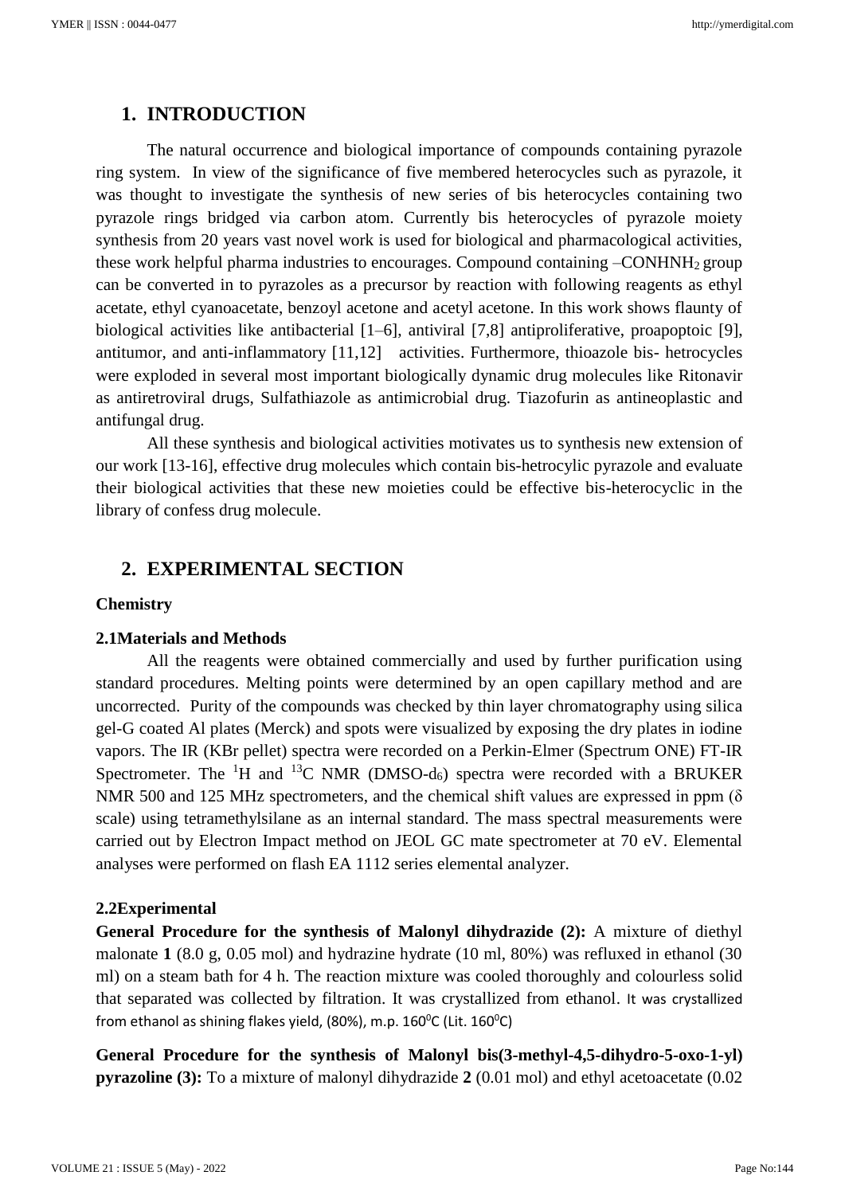## 1. INTRODUCTION

The natural occurrence and biological importance of compounds containing pyrazole ring system. In view of the significance of five membered heterocycles such as pyrazole, it was thought to investigate the synthesis of new series of bis heterocycles containing two pyrazole rings bridged via carbon atom. Currently bis heterocycles of pyrazole moiety synthesis from 20 years vast novel work is used for biological and pharmacological activities, these work helpful pharma industries to encourages. Compound containing $–CONHNH_2$ group can be converted in to pyrazoles as a precursor by reaction with following reagents as ethyl acetate, ethyl cyanoacetate, benzoyl acetone and acetyl acetone. In this work shows flaunty of biological activities like antibacterial [1–6], antiviral [7,8] antiproliferative, proapoptoic [9], antitumor, and anti-inflammatory [11,12] activities. Furthermore, thioazole bis- hetrocycles were exploded in several most important biologically dynamic drug molecules like Ritonavir as antiretroviral drugs, Sulfathiazole as antimicrobial drug. Tiazofurin as antineoplastic and antifungal drug.

All these synthesis and biological activities motivates us to synthesis new extension of our work [13-16], effective drug molecules which contain bis-hetrocylic pyrazole and evaluate their biological activities that these new moieties could be effective bis-heterocyclic in the library of confess drug molecule.

## 2. EXPERIMENTAL SECTION

### Chemistry

### 2.1Materials and Methods

All the reagents were obtained commercially and used by further purification using standard procedures. Melting points were determined by an open capillary method and are uncorrected. Purity of the compounds was checked by thin layer chromatography using silica gel-G coated Al plates (Merck) and spots were visualized by exposing the dry plates in iodine vapors. The IR (KBr pellet) spectra were recorded on a Perkin-Elmer (Spectrum ONE) FT-IR Spectrometer. The $^{1}H$ and $^{13}C$ NMR (DMSO-$d_6$) spectra were recorded with a BRUKER NMR 500 and 125 MHz spectrometers, and the chemical shift values are expressed in ppm (δ scale) using tetramethylsilane as an internal standard. The mass spectral measurements were carried out by Electron Impact method on JEOL GC mate spectrometer at 70 eV. Elemental analyses were performed on flash EA 1112 series elemental analyzer.

### 2.2Experimental

**General Procedure for the synthesis of Malonyl dihydrazide (2):** A mixture of diethyl malonate **1** (8.0 g, 0.05 mol) and hydrazine hydrate (10 ml, 80%) was refluxed in ethanol (30 ml) on a steam bath for 4 h. The reaction mixture was cooled thoroughly and colourless solid that separated was collected by filtration. It was crystallized from ethanol. It was crystallized from ethanol as shining flakes yield, (80%), m.p. 160$^{0}$C (Lit. 160$^{0}$C)

**General Procedure for the synthesis of Malonyl bis(3-methyl-4,5-dihydro-5-oxo-1-yl) pyrazoline (3):** To a mixture of malonyl dihydrazide **2** (0.01 mol) and ethyl acetoacetate (0.02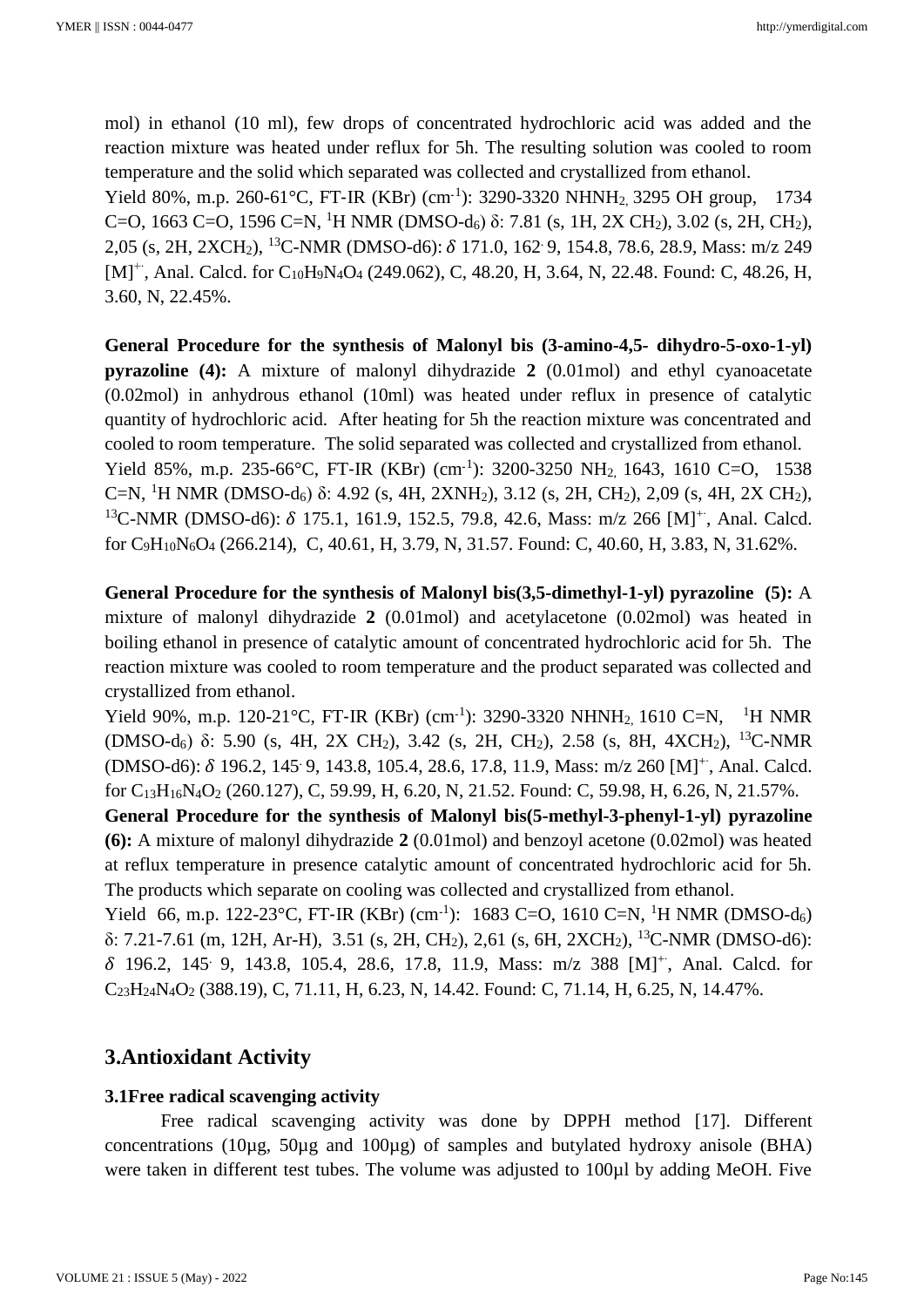mol) in ethanol (10 ml), few drops of concentrated hydrochloric acid was added and the reaction mixture was heated under reflux for 5h. The resulting solution was cooled to room temperature and the solid which separated was collected and crystallized from ethanol.

Yield 80%, m.p. 260-61°C, FT-IR (KBr) ($cm^{-1}$): 3290-3320 $NHNH_2$, 3295 OH group, 1734 C=O, 1663 C=O, 1596 C=N, $^1H$ NMR (DMSO-$d_6$) δ: 7.81 (s, 1H, 2X $CH_2$), 3.02 (s, 2H, $CH_2$), 2,05 (s, 2H, 2X$CH_2$), $^{13}C$-NMR (DMSO-d6): $\delta$ 171.0, 162. 9, 154.8, 78.6, 28.9, Mass: m/z 249 $[M]^{+.}$, Anal. Calcd. for $C_{10}H_9N_4O_4$ (249.062), C, 48.20, H, 3.64, N, 22.48. Found: C, 48.26, H, 3.60, N, 22.45%.

**General Procedure for the synthesis of Malonyl bis (3-amino-4,5- dihydro-5-oxo-1-yl) pyrazoline (4):** A mixture of malonyl dihydrazide **2** (0.01mol) and ethyl cyanoacetate (0.02mol) in anhydrous ethanol (10ml) was heated under reflux in presence of catalytic quantity of hydrochloric acid. After heating for 5h the reaction mixture was concentrated and cooled to room temperature. The solid separated was collected and crystallized from ethanol.

Yield 85%, m.p. 235-66°C, FT-IR (KBr) ($cm^{-1}$): 3200-3250 $NH_2$, 1643, 1610 C=O, 1538 C=N, $^1H$ NMR (DMSO-$d_6$) δ: 4.92 (s, 4H, 2X$NH_2$), 3.12 (s, 2H, $CH_2$), 2,09 (s, 4H, 2X $CH_2$), $^{13}C$-NMR (DMSO-d6): $\delta$ 175.1, 161.9, 152.5, 79.8, 42.6, Mass: m/z 266 $[M]^{+.}$, Anal. Calcd. for $C_9H_{10}N_6O_4$ (266.214), C, 40.61, H, 3.79, N, 31.57. Found: C, 40.60, H, 3.83, N, 31.62%.

**General Procedure for the synthesis of Malonyl bis(3,5-dimethyl-1-yl) pyrazoline (5):** A mixture of malonyl dihydrazide **2** (0.01mol) and acetylacetone (0.02mol) was heated in boiling ethanol in presence of catalytic amount of concentrated hydrochloric acid for 5h. The reaction mixture was cooled to room temperature and the product separated was collected and crystallized from ethanol.

Yield 90%, m.p. 120-21°C, FT-IR (KBr) ($cm^{-1}$): 3290-3320 $NHNH_2$, 1610 C=N, $^1H$ NMR (DMSO-$d_6$) δ: 5.90 (s, 4H, 2X $CH_2$), 3.42 (s, 2H, $CH_2$), 2.58 (s, 8H, 4X$CH_2$), $^{13}C$-NMR (DMSO-d6): $\delta$ 196.2, 145. 9, 143.8, 105.4, 28.6, 17.8, 11.9, Mass: m/z 260 $[M]^{+.}$, Anal. Calcd. for $C_{13}H_{16}N_4O_2$ (260.127), C, 59.99, H, 6.20, N, 21.52. Found: C, 59.98, H, 6.26, N, 21.57%.

**General Procedure for the synthesis of Malonyl bis(5-methyl-3-phenyl-1-yl) pyrazoline (6):** A mixture of malonyl dihydrazide **2** (0.01mol) and benzoyl acetone (0.02mol) was heated at reflux temperature in presence catalytic amount of concentrated hydrochloric acid for 5h. The products which separate on cooling was collected and crystallized from ethanol.

Yield 66, m.p. 122-23°C, FT-IR (KBr) ($cm^{-1}$): 1683 C=O, 1610 C=N, $^1H$ NMR (DMSO-$d_6$) δ: 7.21-7.61 (m, 12H, Ar-H), 3.51 (s, 2H, $CH_2$), 2,61 (s, 6H, 2X$CH_2$), $^{13}C$-NMR (DMSO-d6): $\delta$ 196.2, 145. 9, 143.8, 105.4, 28.6, 17.8, 11.9, Mass: m/z 388 $[M]^{+.}$, Anal. Calcd. for $C_{23}H_{24}N_4O_2$ (388.19), C, 71.11, H, 6.23, N, 14.42. Found: C, 71.14, H, 6.25, N, 14.47%.

## 3.Antioxidant Activity

### 3.1Free radical scavenging activity

Free radical scavenging activity was done by DPPH method [17]. Different concentrations (10µg, 50µg and 100µg) of samples and butylated hydroxy anisole (BHA) were taken in different test tubes. The volume was adjusted to 100µl by adding MeOH. Five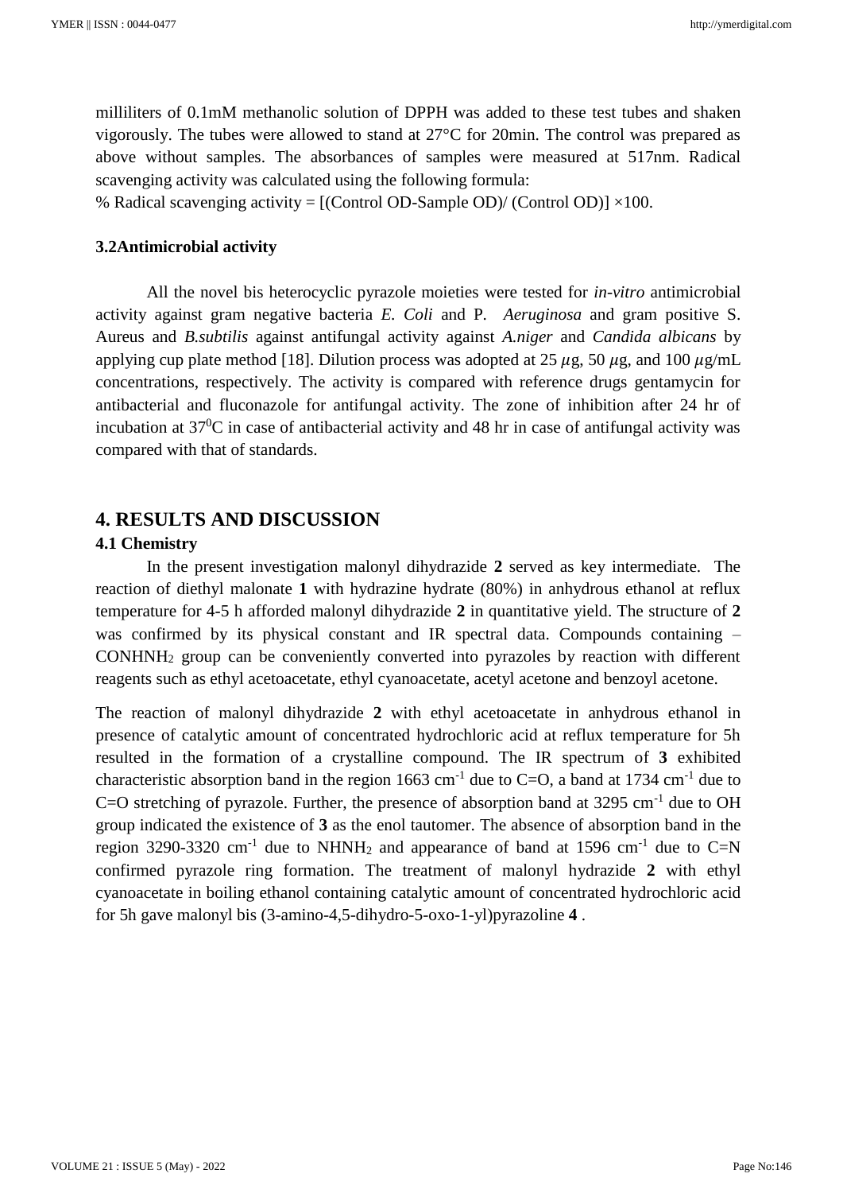milliliters of 0.1mM methanolic solution of DPPH was added to these test tubes and shaken vigorously. The tubes were allowed to stand at 27°C for 20min. The control was prepared as above without samples. The absorbances of samples were measured at 517nm. Radical scavenging activity was calculated using the following formula:

% Radical scavenging activity = [(Control OD-Sample OD)/ (Control OD)] ×100.

**3.2Antimicrobial activity**

All the novel bis heterocyclic pyrazole moieties were tested for *in-vitro* antimicrobial activity against gram negative bacteria *E. Coli* and P. *Aeruginosa* and gram positive S. Aureus and *B.subtilis* against antifungal activity against *A.niger* and *Candida albicans* by applying cup plate method [18]. Dilution process was adopted at 25 $\mu$g, 50 $\mu$g, and 100 $\mu$g/mL concentrations, respectively. The activity is compared with reference drugs gentamycin for antibacterial and fluconazole for antifungal activity. The zone of inhibition after 24 hr of incubation at $37^0$C in case of antibacterial activity and 48 hr in case of antifungal activity was compared with that of standards.

## 4. RESULTS AND DISCUSSION

### 4.1 Chemistry

In the present investigation malonyl dihydrazide **2** served as key intermediate. The reaction of diethyl malonate **1** with hydrazine hydrate (80%) in anhydrous ethanol at reflux temperature for 4-5 h afforded malonyl dihydrazide **2** in quantitative yield. The structure of **2** was confirmed by its physical constant and IR spectral data. Compounds containing –$CONHNH_2$ group can be conveniently converted into pyrazoles by reaction with different reagents such as ethyl acetoacetate, ethyl cyanoacetate, acetyl acetone and benzoyl acetone.

The reaction of malonyl dihydrazide **2** with ethyl acetoacetate in anhydrous ethanol in presence of catalytic amount of concentrated hydrochloric acid at reflux temperature for 5h resulted in the formation of a crystalline compound. The IR spectrum of **3** exhibited characteristic absorption band in the region 1663 $cm^{-1}$ due to C=O, a band at 1734 $cm^{-1}$ due to C=O stretching of pyrazole. Further, the presence of absorption band at 3295 $cm^{-1}$ due to OH group indicated the existence of **3** as the enol tautomer. The absence of absorption band in the region 3290-3320 $cm^{-1}$ due to $NHNH_2$ and appearance of band at 1596 $cm^{-1}$ due to C=N confirmed pyrazole ring formation. The treatment of malonyl hydrazide **2** with ethyl cyanoacetate in boiling ethanol containing catalytic amount of concentrated hydrochloric acid for 5h gave malonyl bis (3-amino-4,5-dihydro-5-oxo-1-yl)pyrazoline **4** .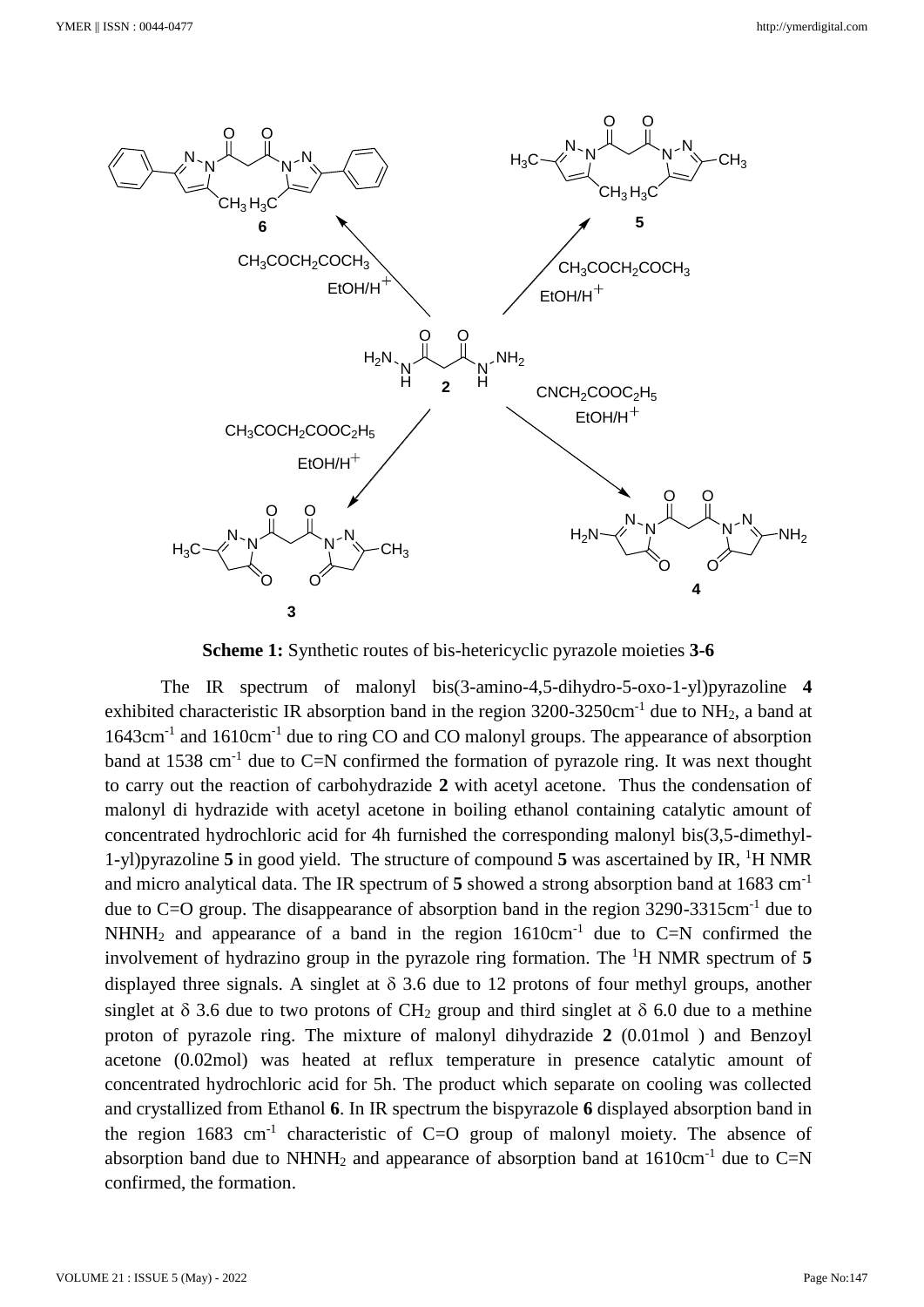**Scheme 1:** Synthetic routes of bis-hetericyclic pyrazole moieties **3-6**

The IR spectrum of malonyl bis(3-amino-4,5-dihydro-5-oxo-1-yl)pyrazoline **4** exhibited characteristic IR absorption band in the region 3200-3250cm$^{-1}$ due to $NH_2$, a band at 1643cm$^{-1}$ and 1610cm$^{-1}$ due to ring CO and CO malonyl groups. The appearance of absorption band at 1538 cm$^{-1}$ due to C=N confirmed the formation of pyrazole ring. It was next thought to carry out the reaction of carbohydrazide **2** with acetyl acetone. Thus the condensation of malonyl di hydrazide with acetyl acetone in boiling ethanol containing catalytic amount of concentrated hydrochloric acid for 4h furnished the corresponding malonyl bis(3,5-dimethyl-1-yl)pyrazoline **5** in good yield. The structure of compound **5** was ascertained by IR, $^1$H NMR and micro analytical data. The IR spectrum of **5** showed a strong absorption band at 1683 cm$^{-1}$ due to C=O group. The disappearance of absorption band in the region 3290-3315cm$^{-1}$ due to $NHNH_2$ and appearance of a band in the region 1610cm$^{-1}$ due to C=N confirmed the involvement of hydrazino group in the pyrazole ring formation. The $^1$H NMR spectrum of **5** displayed three signals. A singlet at $\delta$ 3.6 due to 12 protons of four methyl groups, another singlet at $\delta$ 3.6 due to two protons of $CH_2$ group and third singlet at $\delta$ 6.0 due to a methine proton of pyrazole ring. The mixture of malonyl dihydrazide **2** (0.01mol ) and Benzoyl acetone (0.02mol) was heated at reflux temperature in presence catalytic amount of concentrated hydrochloric acid for 5h. The product which separate on cooling was collected and crystallized from Ethanol **6**. In IR spectrum the bispyrazole **6** displayed absorption band in the region 1683 cm$^{-1}$ characteristic of C=O group of malonyl moiety. The absence of absorption band due to $NHNH_2$ and appearance of absorption band at 1610cm$^{-1}$ due to C=N confirmed, the formation.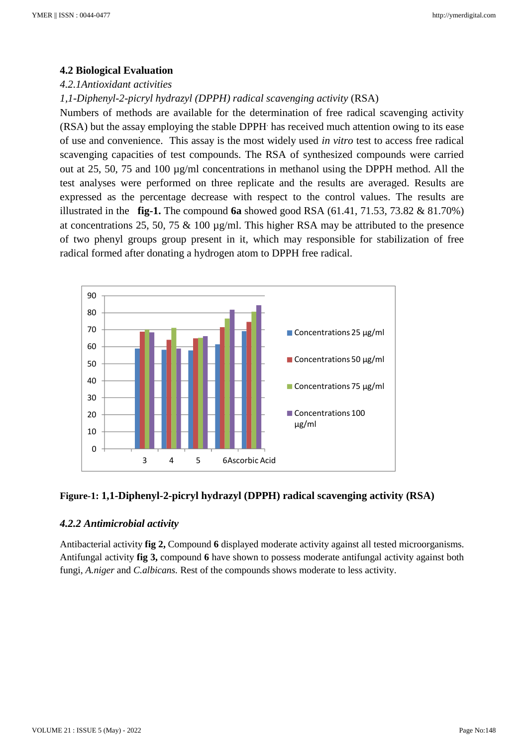### 4.2 Biological Evaluation

*4.2.1Antioxidant activities*

*1,1-Diphenyl-2-picryl hydrazyl (DPPH) radical scavenging activity* (RSA)

Numbers of methods are available for the determination of free radical scavenging activity (RSA) but the assay employing the stable DPPH· has received much attention owing to its ease of use and convenience. This assay is the most widely used *in vitro* test to access free radical scavenging capacities of test compounds. The RSA of synthesized compounds were carried out at 25, 50, 75 and 100 µg/ml concentrations in methanol using the DPPH method. All the test analyses were performed on three replicate and the results are averaged. Results are expressed as the percentage decrease with respect to the control values. The results are illustrated in the **fig-1.** The compound **6a** showed good RSA (61.41, 71.53, 73.82 & 81.70%) at concentrations 25, 50, 75 & 100 µg/ml. This higher RSA may be attributed to the presence of two phenyl groups group present in it, which may responsible for stabilization of free radical formed after donating a hydrogen atom to DPPH free radical.

**Figure-1: 1,1-Diphenyl-2-picryl hydrazyl (DPPH) radical scavenging activity (RSA)**

#### *4.2.2 Antimicrobial activity*

Antibacterial activity **fig 2,** Compound **6** displayed moderate activity against all tested microorganisms. Antifungal activity **fig 3,** compound **6** have shown to possess moderate antifungal activity against both fungi, *A.niger* and *C.albicans.* Rest of the compounds shows moderate to less activity.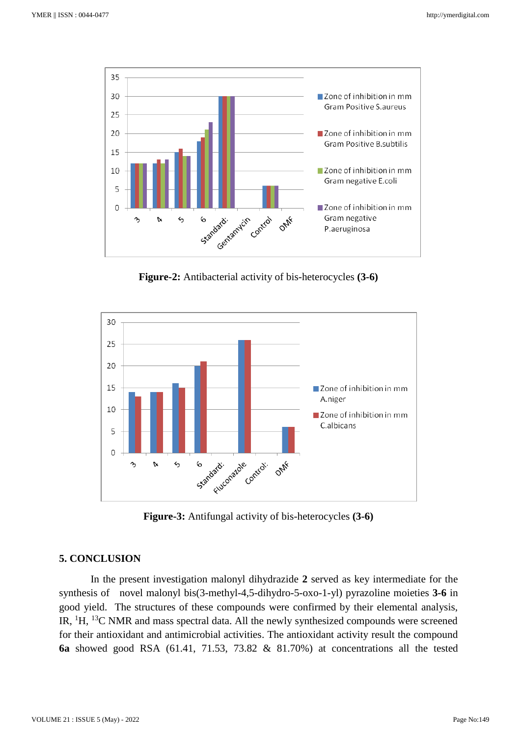**Figure-2:** Antibacterial activity of bis-heterocycles **(3-6)**

**Figure-3:** Antifungal activity of bis-heterocycles **(3-6)**

## 5. CONCLUSION

In the present investigation malonyl dihydrazide **2** served as key intermediate for the synthesis of novel malonyl bis(3-methyl-4,5-dihydro-5-oxo-1-yl) pyrazoline moieties **3-6** in good yield. The structures of these compounds were confirmed by their elemental analysis, IR, $^{1}H$, $^{13}C$ NMR and mass spectral data. All the newly synthesized compounds were screened for their antioxidant and antimicrobial activities. The antioxidant activity result the compound **6a** showed good RSA (61.41, 71.53, 73.82 & 81.70%) at concentrations all the tested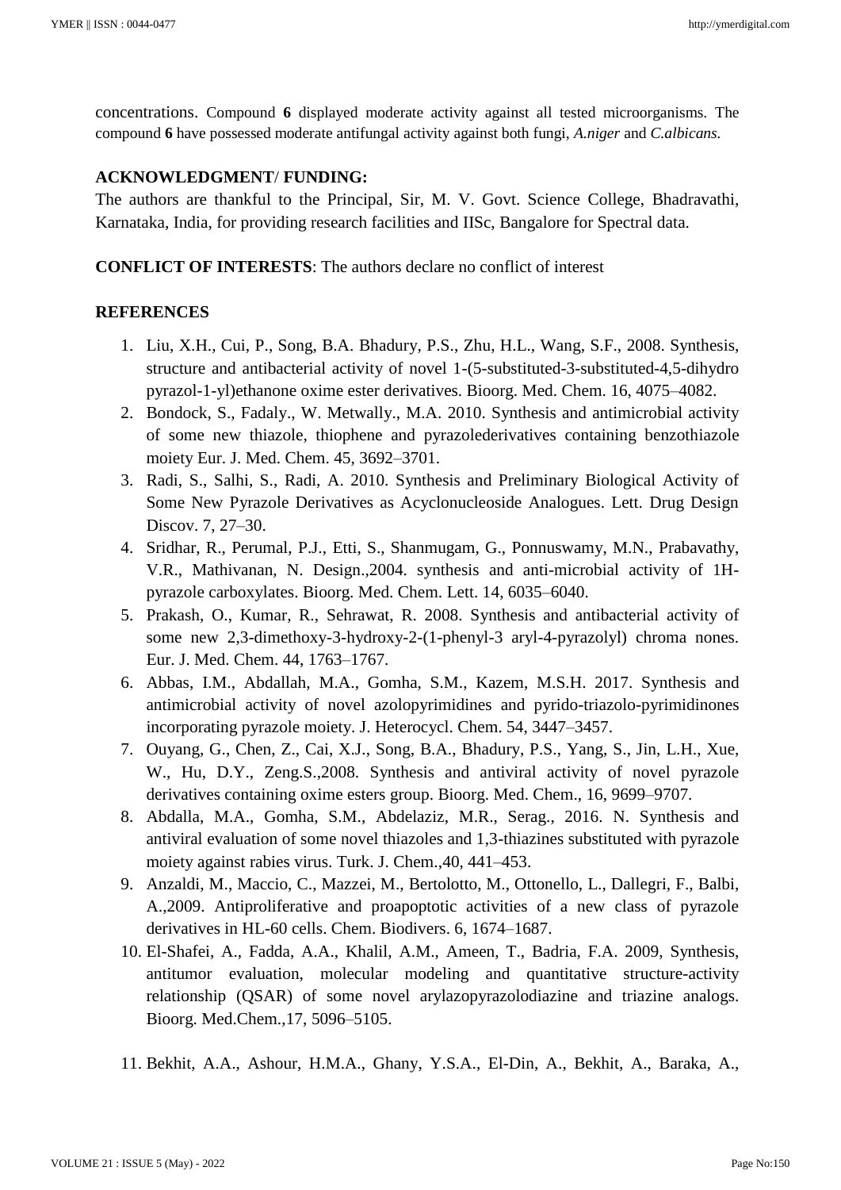concentrations. Compound **6** displayed moderate activity against all tested microorganisms. The compound **6** have possessed moderate antifungal activity against both fungi, *A.niger* and *C.albicans.*

## ACKNOWLEDGMENT/ FUNDING:

The authors are thankful to the Principal, Sir, M. V. Govt. Science College, Bhadravathi, Karnataka, India, for providing research facilities and IISc, Bangalore for Spectral data.

**CONFLICT OF INTERESTS**: The authors declare no conflict of interest

## REFERENCES

1. Liu, X.H., Cui, P., Song, B.A. Bhadury, P.S., Zhu, H.L., Wang, S.F., 2008. Synthesis, structure and antibacterial activity of novel 1-(5-substituted-3-substituted-4,5-dihydro pyrazol-1-yl)ethanone oxime ester derivatives. Bioorg. Med. Chem. 16, 4075–4082.
2. Bondock, S., Fadaly., W. Metwally., M.A. 2010. Synthesis and antimicrobial activity of some new thiazole, thiophene and pyrazolederivatives containing benzothiazole moiety Eur. J. Med. Chem. 45, 3692–3701.
3. Radi, S., Salhi, S., Radi, A. 2010. Synthesis and Preliminary Biological Activity of Some New Pyrazole Derivatives as Acyclonucleoside Analogues. Lett. Drug Design Discov. 7, 27–30.
4. Sridhar, R., Perumal, P.J., Etti, S., Shanmugam, G., Ponnuswamy, M.N., Prabavathy, V.R., Mathivanan, N. Design.,2004. synthesis and anti-microbial activity of 1H-pyrazole carboxylates. Bioorg. Med. Chem. Lett. 14, 6035–6040.
5. Prakash, O., Kumar, R., Sehrawat, R. 2008. Synthesis and antibacterial activity of some new 2,3-dimethoxy-3-hydroxy-2-(1-phenyl-3 aryl-4-pyrazolyl) chroma nones. Eur. J. Med. Chem. 44, 1763–1767.
6. Abbas, I.M., Abdallah, M.A., Gomha, S.M., Kazem, M.S.H. 2017. Synthesis and antimicrobial activity of novel azolopyrimidines and pyrido-triazolo-pyrimidinones incorporating pyrazole moiety. J. Heterocycl. Chem. 54, 3447–3457.
7. Ouyang, G., Chen, Z., Cai, X.J., Song, B.A., Bhadury, P.S., Yang, S., Jin, L.H., Xue, W., Hu, D.Y., Zeng.S.,2008. Synthesis and antiviral activity of novel pyrazole derivatives containing oxime esters group. Bioorg. Med. Chem., 16, 9699–9707.
8. Abdalla, M.A., Gomha, S.M., Abdelaziz, M.R., Serag., 2016. N. Synthesis and antiviral evaluation of some novel thiazoles and 1,3-thiazines substituted with pyrazole moiety against rabies virus. Turk. J. Chem.,40, 441–453.
9. Anzaldi, M., Maccio, C., Mazzei, M., Bertolotto, M., Ottonello, L., Dallegri, F., Balbi, A.,2009. Antiproliferative and proapopotic activities of a new class of pyrazole derivatives in HL-60 cells. Chem. Biodivers. 6, 1674–1687.
10. El-Shafei, A., Fadda, A.A., Khalil, A.M., Ameen, T., Badria, F.A. 2009, Synthesis, antitumor evaluation, molecular modeling and quantitative structure-activity relationship (QSAR) of some novel arylazopyrazolodiazine and triazine analogs. Bioorg. Med.Chem.,17, 5096–5105.
11. Bekhit, A.A., Ashour, H.M.A., Ghany, Y.S.A., El-Din, A., Bekhit, A., Baraka, A.,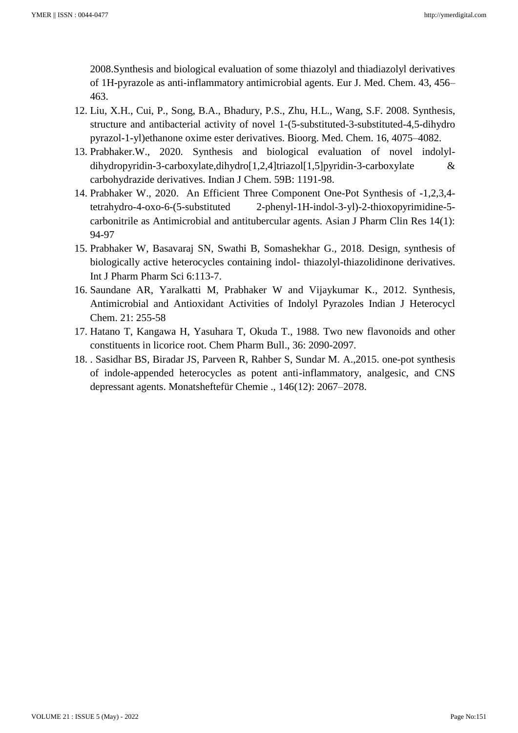2008.Synthesis and biological evaluation of some thiazolyl and thiadiazolyl derivatives of 1H-pyrazole as anti-inflammatory antimicrobial agents. Eur J. Med. Chem. 43, 456–463.

12. Liu, X.H., Cui, P., Song, B.A., Bhadury, P.S., Zhu, H.L., Wang, S.F. 2008. Synthesis, structure and antibacterial activity of novel 1-(5-substituted-3-substituted-4,5-dihydro pyrazol-1-yl)ethanone oxime ester derivatives. Bioorg. Med. Chem. 16, 4075–4082.
13. Prabhaker.W., 2020. Synthesis and biological evaluation of novel indolyl-dihydropyridin-3-carboxylate,dihydro[1,2,4]triazol[1,5]pyridin-3-carboxylate & carbohydrazide derivatives. Indian J Chem. 59B: 1191-98.
14. Prabhaker W., 2020. An Efficient Three Component One-Pot Synthesis of -1,2,3,4-tetrahydro-4-oxo-6-(5-substituted 2-phenyl-1H-indol-3-yl)-2-thioxopyrimidine-5-carbonitrile as Antimicrobial and antitubercular agents. Asian J Pharm Clin Res 14(1): 94-97
15. Prabhaker W, Basavaraj SN, Swathi B, Somashekhar G., 2018. Design, synthesis of biologically active heterocycles containing indol- thiazolyl-thiazolidinone derivatives. Int J Pharm Pharm Sci 6:113-7.
16. Saundane AR, Yaralkatti M, Prabhaker W and Vijaykumar K., 2012. Synthesis, Antimicrobial and Antioxidant Activities of Indolyl Pyrazoles Indian J Heterocycl Chem. 21: 255-58
17. Hatano T, Kangawa H, Yasuhara T, Okuda T., 1988. Two new flavonoids and other constituents in licorice root. Chem Pharm Bull., 36: 2090-2097.
18. . Sasidhar BS, Biradar JS, Parveen R, Rahber S, Sundar M. A.,2015. one-pot synthesis of indole-appended heterocycles as potent anti-inflammatory, analgesic, and CNS depressant agents. Monatsheftefür Chemie ., 146(12): 2067–2078.